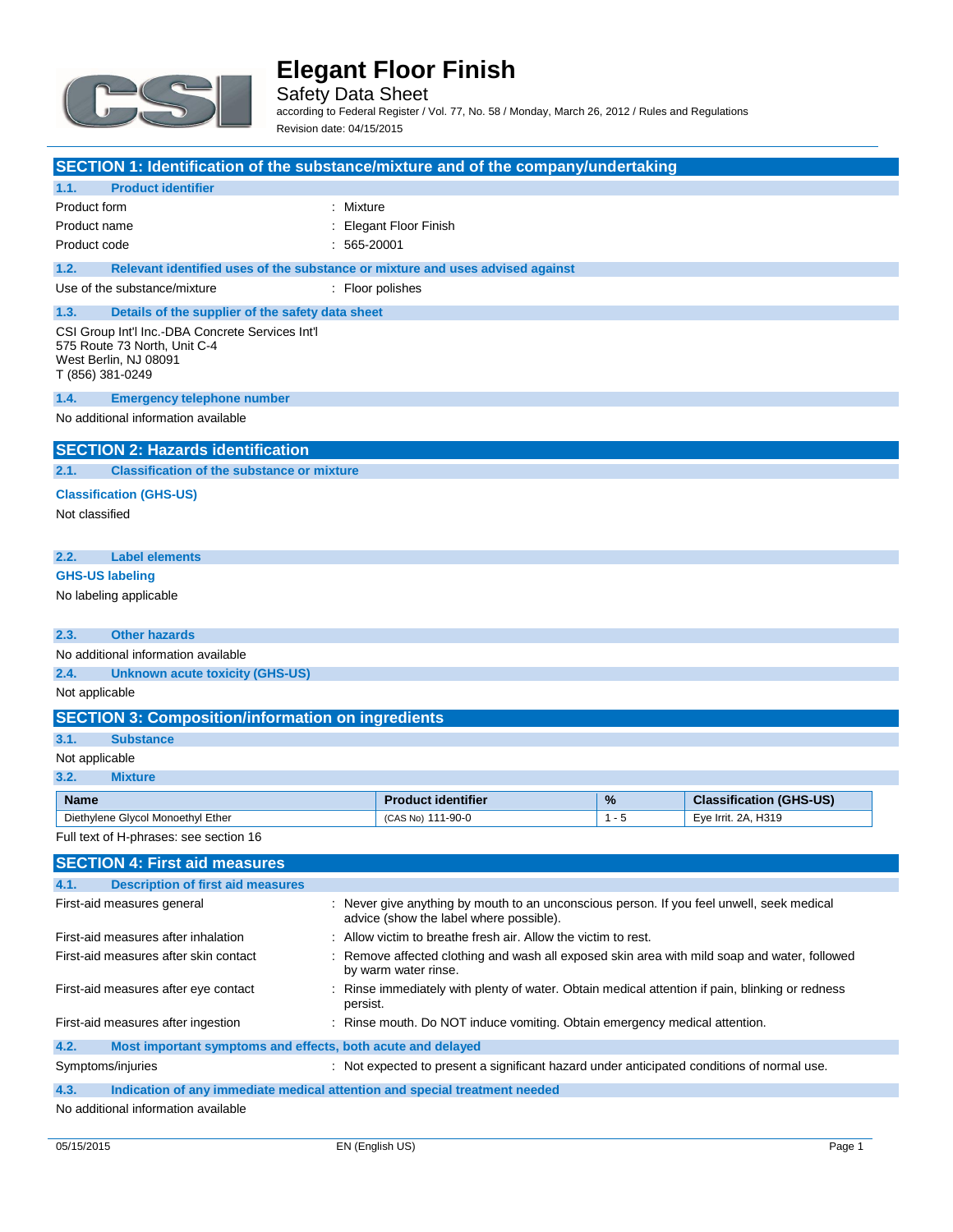# Elegant Floor Finish

## Safety Data Sheet

according to Federal Register / Vol. 77, No. 58 / Monday, March 26, 2012 / Rules and Regulations

Revision date: 04/15/2015

## SECTION 1: Identification of the substance/mixture and of the company/undertaking

### 1.1. Product identifier

Product form : Mixture

Product name : Elegant Floor Finish

Product code : 565-20001

### 1.2. Relevant identified uses of the substance or mixture and uses advised against

Use of the substance/mixture : Floor polishes

### 1.3. Details of the supplier of the safety data sheet

CSI Group Int'l Inc.-DBA Concrete Services Int'l
575 Route 73 North, Unit C-4
West Berlin, NJ 08091
T (856) 381-0249

### 1.4. Emergency telephone number

No additional information available

## SECTION 2: Hazards identification

### 2.1. Classification of the substance or mixture

**Classification (GHS-US)**

Not classified

### 2.2. Label elements

**GHS-US labeling**

No labeling applicable

### 2.3. Other hazards

No additional information available

### 2.4. Unknown acute toxicity (GHS-US)

Not applicable

## SECTION 3: Composition/information on ingredients

### 3.1. Substance

Not applicable

### 3.2. Mixture

| Name | Product identifier | % | Classification (GHS-US) |
|---|---|---|---|
| Diethylene Glycol Monoethyl Ether | (CAS No) 111-90-0 | 1 - 5 | Eye Irrit. 2A, H319 |

Full text of H-phrases: see section 16

## SECTION 4: First aid measures

### 4.1. Description of first aid measures

First-aid measures general : Never give anything by mouth to an unconscious person. If you feel unwell, seek medical advice (show the label where possible).

First-aid measures after inhalation : Allow victim to breathe fresh air. Allow the victim to rest.

First-aid measures after skin contact : Remove affected clothing and wash all exposed skin area with mild soap and water, followed by warm water rinse.

First-aid measures after eye contact : Rinse immediately with plenty of water. Obtain medical attention if pain, blinking or redness persist.

First-aid measures after ingestion : Rinse mouth. Do NOT induce vomiting. Obtain emergency medical attention.

### 4.2. Most important symptoms and effects, both acute and delayed

Symptoms/injuries : Not expected to present a significant hazard under anticipated conditions of normal use.

### 4.3. Indication of any immediate medical attention and special treatment needed

No additional information available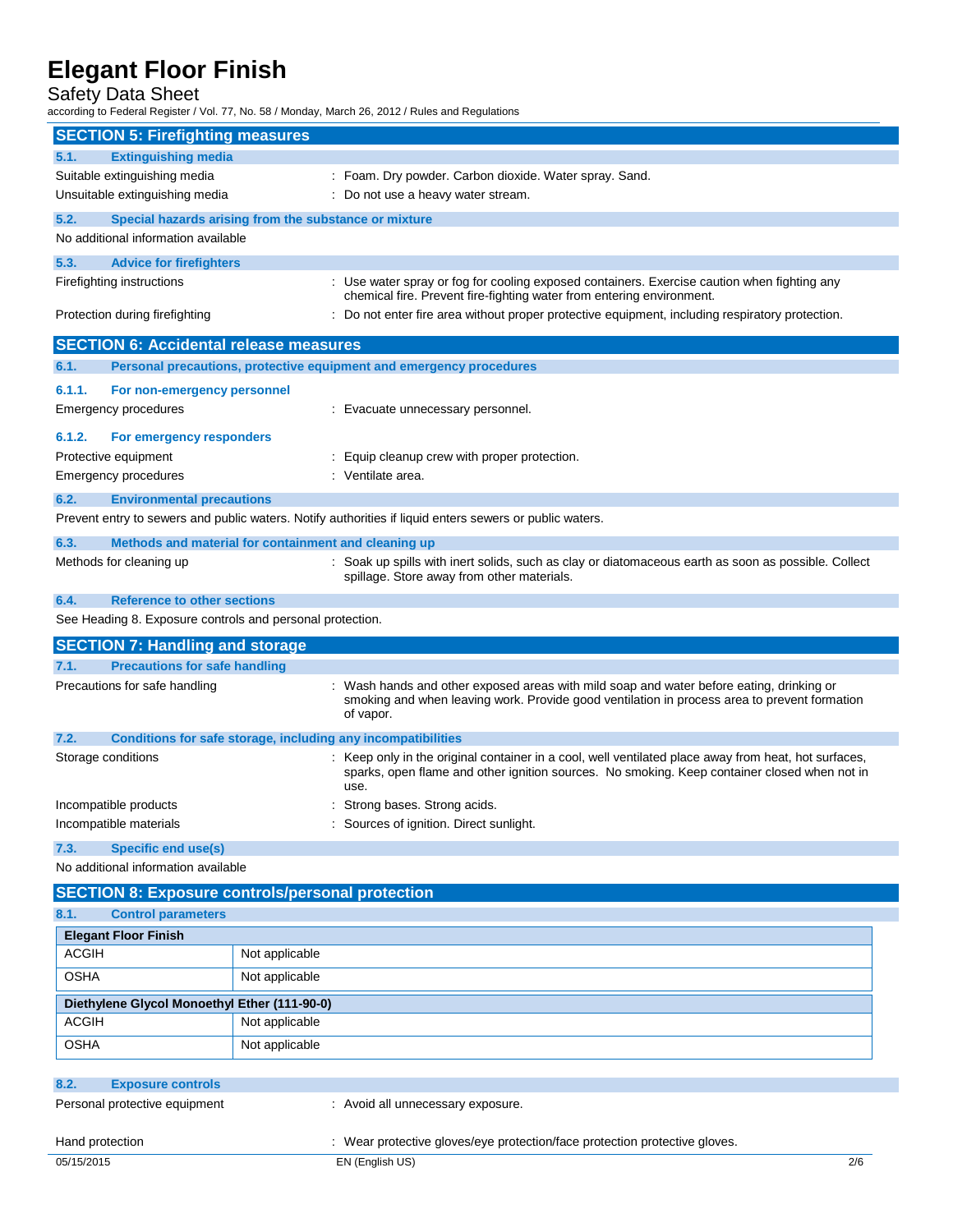## SECTION 5: Firefighting measures

### 5.1. Extinguishing media

Suitable extinguishing media : Foam. Dry powder. Carbon dioxide. Water spray. Sand.

Unsuitable extinguishing media : Do not use a heavy water stream.

### 5.2. Special hazards arising from the substance or mixture

No additional information available

### 5.3. Advice for firefighters

Firefighting instructions : Use water spray or fog for cooling exposed containers. Exercise caution when fighting any chemical fire. Prevent fire-fighting water from entering environment.

Protection during firefighting : Do not enter fire area without proper protective equipment, including respiratory protection.

## SECTION 6: Accidental release measures

### 6.1. Personal precautions, protective equipment and emergency procedures

#### 6.1.1. For non-emergency personnel

Emergency procedures : Evacuate unnecessary personnel.

#### 6.1.2. For emergency responders

Protective equipment : Equip cleanup crew with proper protection.

Emergency procedures : Ventilate area.

### 6.2. Environmental precautions

Prevent entry to sewers and public waters. Notify authorities if liquid enters sewers or public waters.

### 6.3. Methods and material for containment and cleaning up

Methods for cleaning up : Soak up spills with inert solids, such as clay or diatomaceous earth as soon as possible. Collect spillage. Store away from other materials.

### 6.4. Reference to other sections

See Heading 8. Exposure controls and personal protection.

## SECTION 7: Handling and storage

### 7.1. Precautions for safe handling

Precautions for safe handling : Wash hands and other exposed areas with mild soap and water before eating, drinking or smoking and when leaving work. Provide good ventilation in process area to prevent formation of vapor.

### 7.2. Conditions for safe storage, including any incompatibilities

Storage conditions : Keep only in the original container in a cool, well ventilated place away from heat, hot surfaces, sparks, open flame and other ignition sources. No smoking. Keep container closed when not in use.

Incompatible products : Strong bases. Strong acids.

Incompatible materials : Sources of ignition. Direct sunlight.

### 7.3. Specific end use(s)

No additional information available

## SECTION 8: Exposure controls/personal protection

### 8.1. Control parameters

| Elegant Floor Finish | |
|---|---|
| ACGIH | Not applicable |
| OSHA | Not applicable |

| Diethylene Glycol Monoethyl Ether (111-90-0) | |
|---|---|
| ACGIH | Not applicable |
| OSHA | Not applicable |

### 8.2. Exposure controls

Personal protective equipment : Avoid all unnecessary exposure.

Hand protection : Wear protective gloves/eye protection/face protection protective gloves.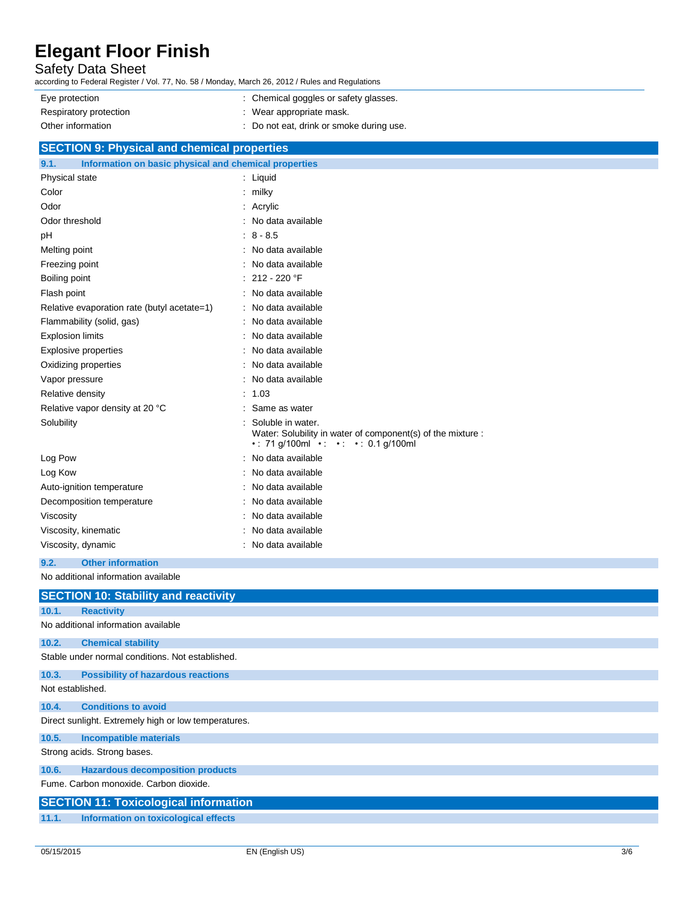| | |
|---|---|
| Eye protection | : Chemical goggles or safety glasses. |
| Respiratory protection | : Wear appropriate mask. |
| Other information | : Do not eat, drink or smoke during use. |

## SECTION 9: Physical and chemical properties

### 9.1. Information on basic physical and chemical properties

| | |
|---|---|
| Physical state | : Liquid |
| Color | : milky |
| Odor | : Acrylic |
| Odor threshold | : No data available |
| pH | : 8 - 8.5 |
| Melting point | : No data available |
| Freezing point | : No data available |
| Boiling point | : 212 - 220 °F |
| Flash point | : No data available |
| Relative evaporation rate (butyl acetate=1) | : No data available |
| Flammability (solid, gas) | : No data available |
| Explosion limits | : No data available |
| Explosive properties | : No data available |
| Oxidizing properties | : No data available |
| Vapor pressure | : No data available |
| Relative density | : 1.03 |
| Relative vapor density at 20 °C | : Same as water |
| Solubility | : Soluble in water.<br>Water: Solubility in water of component(s) of the mixture :<br>• : 71 g/100ml • : • : • : 0.1 g/100ml |
| Log Pow | : No data available |
| Log Kow | : No data available |
| Auto-ignition temperature | : No data available |
| Decomposition temperature | : No data available |
| Viscosity | : No data available |
| Viscosity, kinematic | : No data available |
| Viscosity, dynamic | : No data available |

### 9.2. Other information

No additional information available

## SECTION 10: Stability and reactivity

### 10.1. Reactivity

No additional information available

### 10.2. Chemical stability

Stable under normal conditions. Not established.

### 10.3. Possibility of hazardous reactions

Not established.

### 10.4. Conditions to avoid

Direct sunlight. Extremely high or low temperatures.

### 10.5. Incompatible materials

Strong acids. Strong bases.

### 10.6. Hazardous decomposition products

Fume. Carbon monoxide. Carbon dioxide.

## SECTION 11: Toxicological information

### 11.1. Information on toxicological effects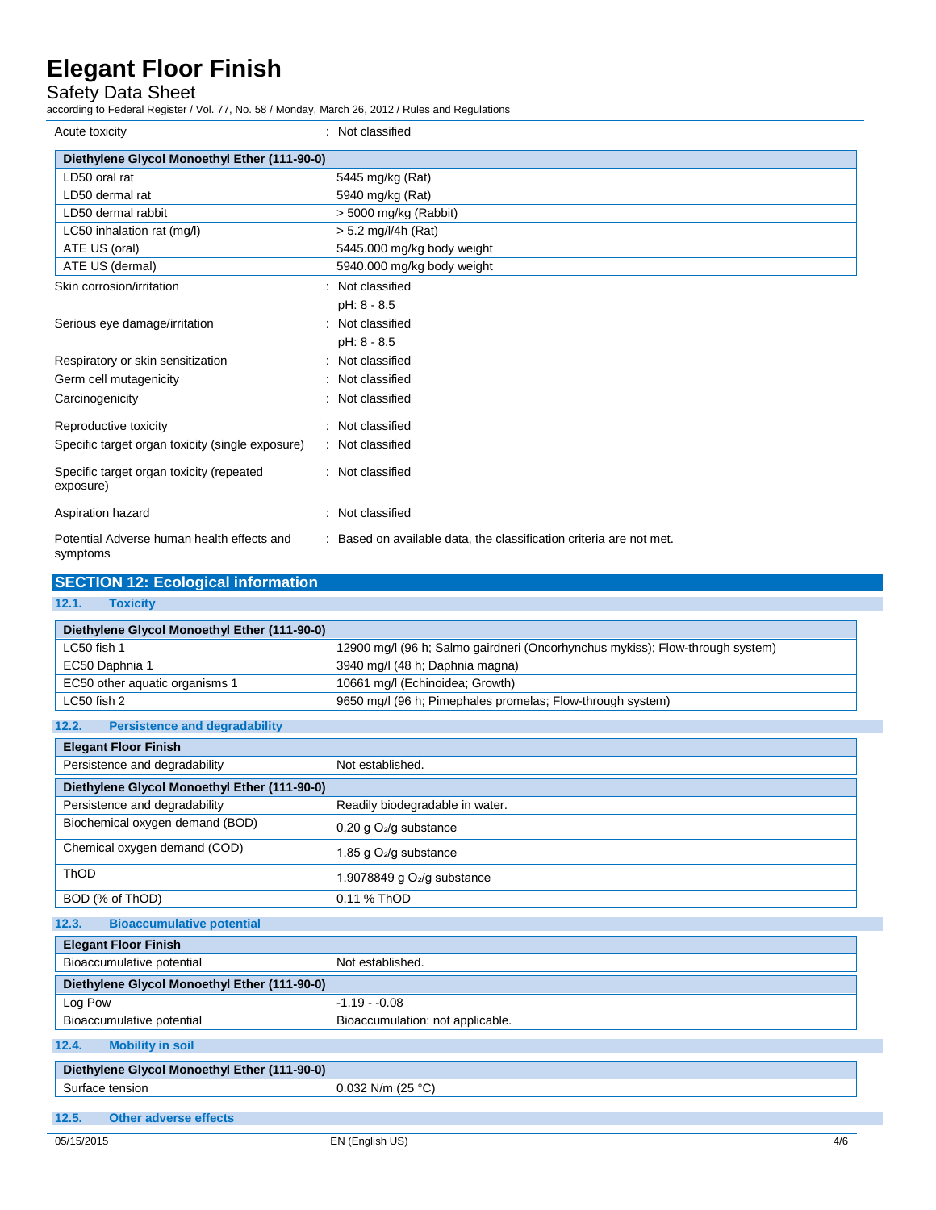Acute toxicity : Not classified

| Diethylene Glycol Monoethyl Ether (111-90-0) | |
|---|---|
| LD50 oral rat | 5445 mg/kg (Rat) |
| LD50 dermal rat | 5940 mg/kg (Rat) |
| LD50 dermal rabbit | > 5000 mg/kg (Rabbit) |
| LC50 inhalation rat (mg/l) | > 5.2 mg/l/4h (Rat) |
| ATE US (oral) | 5445.000 mg/kg body weight |
| ATE US (dermal) | 5940.000 mg/kg body weight |

Skin corrosion/irritation : Not classified
pH: 8 - 8.5

Serious eye damage/irritation : Not classified
pH: 8 - 8.5

Respiratory or skin sensitization : Not classified

Germ cell mutagenicity : Not classified

Carcinogenicity : Not classified

Reproductive toxicity : Not classified

Specific target organ toxicity (single exposure) : Not classified

Specific target organ toxicity (repeated exposure) : Not classified

Aspiration hazard : Not classified

Potential Adverse human health effects and symptoms : Based on available data, the classification criteria are not met.

## SECTION 12: Ecological information

### 12.1. Toxicity

| Diethylene Glycol Monoethyl Ether (111-90-0) | |
|---|---|
| LC50 fish 1 | 12900 mg/l (96 h; Salmo gairdneri (Oncorhynchus mykiss); Flow-through system) |
| EC50 Daphnia 1 | 3940 mg/l (48 h; Daphnia magna) |
| EC50 other aquatic organisms 1 | 10661 mg/l (Echinoidea; Growth) |
| LC50 fish 2 | 9650 mg/l (96 h; Pimephales promelas; Flow-through system) |

### 12.2. Persistence and degradability

| Elegant Floor Finish | |
|---|---|
| Persistence and degradability | Not established. |
| **Diethylene Glycol Monoethyl Ether (111-90-0)** | |
| Persistence and degradability | Readily biodegradable in water. |
| Biochemical oxygen demand (BOD) | 0.20 g $O_2$/g substance |
| Chemical oxygen demand (COD) | 1.85 g $O_2$/g substance |
| ThOD | 1.9078849 g $O_2$/g substance |
| BOD (% of ThOD) | 0.11 % ThOD |

### 12.3. Bioaccumulative potential

| Elegant Floor Finish | |
|---|---|
| Bioaccumulative potential | Not established. |
| **Diethylene Glycol Monoethyl Ether (111-90-0)** | |
| Log Pow | -1.19 - -0.08 |
| Bioaccumulative potential | Bioaccumulation: not applicable. |

### 12.4. Mobility in soil

| Diethylene Glycol Monoethyl Ether (111-90-0) | |
|---|---|
| Surface tension | 0.032 N/m (25 °C) |

### 12.5. Other adverse effects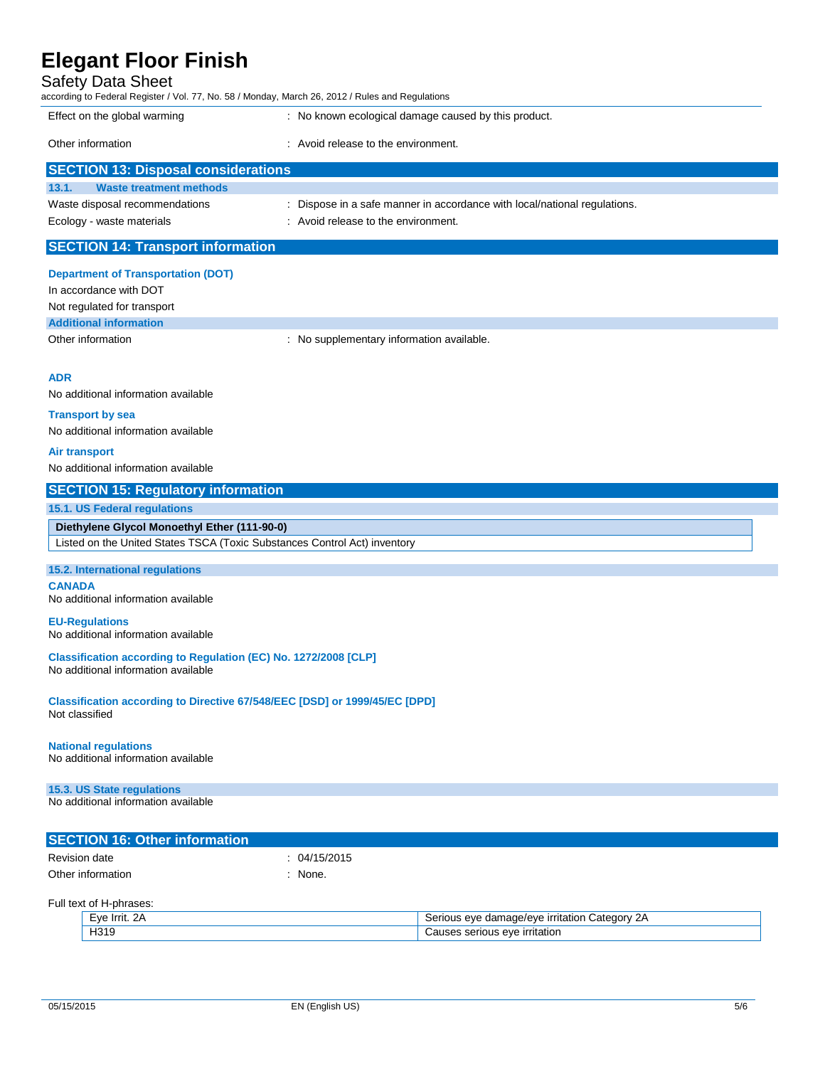| | |
|---|---|
| Effect on the global warming | : No known ecological damage caused by this product. |
| Other information | : Avoid release to the environment. |

## SECTION 13: Disposal considerations

### 13.1. Waste treatment methods

| | |
|---|---|
| Waste disposal recommendations | : Dispose in a safe manner in accordance with local/national regulations. |
| Ecology - waste materials | : Avoid release to the environment. |

## SECTION 14: Transport information

**Department of Transportation (DOT)**

In accordance with DOT

Not regulated for transport

**Additional information**

| | |
|---|---|
| Other information | : No supplementary information available. |

**ADR**

No additional information available

**Transport by sea**

No additional information available

**Air transport**

No additional information available

## SECTION 15: Regulatory information

### 15.1. US Federal regulations

| **Diethylene Glycol Monoethyl Ether (111-90-0)** |
|---|
| Listed on the United States TSCA (Toxic Substances Control Act) inventory |

### 15.2. International regulations

**CANADA**

No additional information available

**EU-Regulations**

No additional information available

**Classification according to Regulation (EC) No. 1272/2008 [CLP]**

No additional information available

**Classification according to Directive 67/548/EEC [DSD] or 1999/45/EC [DPD]**

Not classified

**National regulations**

No additional information available

### 15.3. US State regulations

No additional information available

## SECTION 16: Other information

| | |
|---|---|
| Revision date | : 04/15/2015 |
| Other information | : None. |

Full text of H-phrases:

| | |
|---|---|
| Eye Irrit. 2A | Serious eye damage/eye irritation Category 2A |
| H319 | Causes serious eye irritation |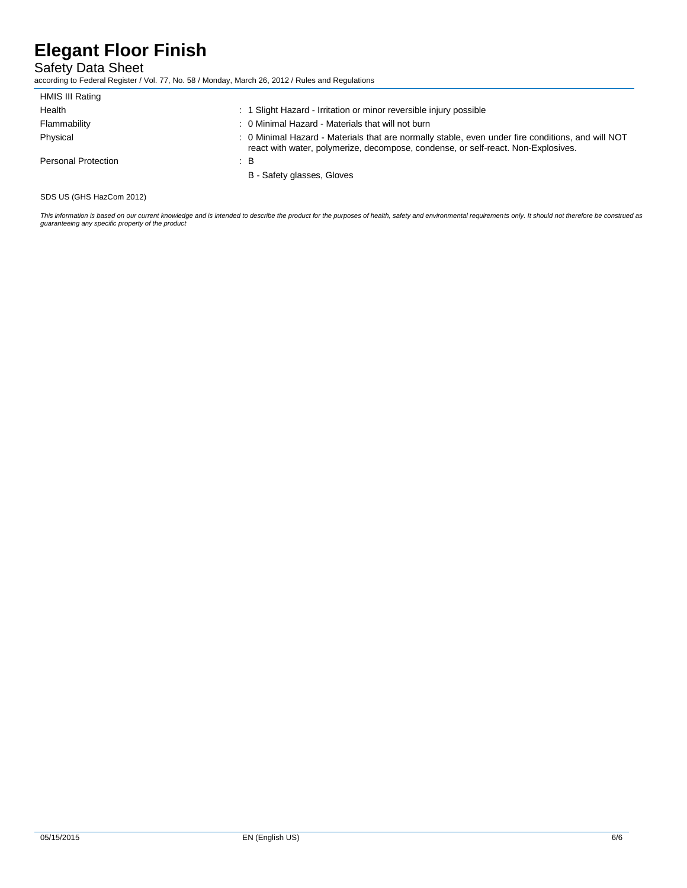HMIS III Rating

| | |
|---|---|
| Health | : 1 Slight Hazard - Irritation or minor reversible injury possible |
| Flammability | : 0 Minimal Hazard - Materials that will not burn |
| Physical | : 0 Minimal Hazard - Materials that are normally stable, even under fire conditions, and will NOT react with water, polymerize, decompose, condense, or self-react. Non-Explosives. |
| Personal Protection | : B |
| | B - Safety glasses, Gloves |

SDS US (GHS HazCom 2012)

*This information is based on our current knowledge and is intended to describe the product for the purposes of health, safety and environmental requirements only. It should not therefore be construed as guaranteeing any specific property of the product*